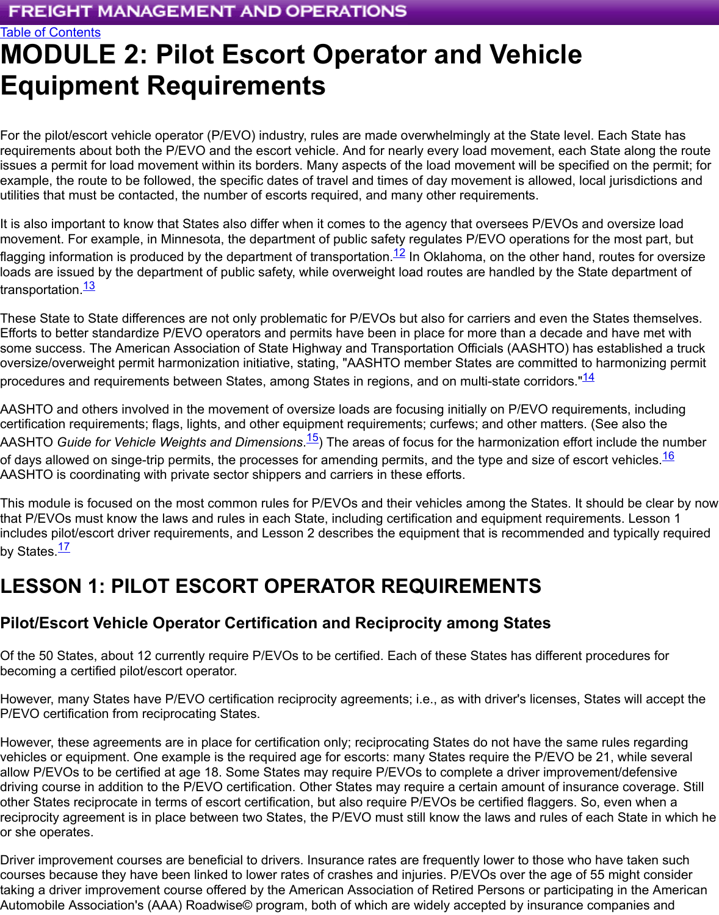Table of Contents

# MODULE 2: Pilot Escort Operator and Vehicle Equipment Requirements

For the pilot/escort vehicle operator (P/EVO) industry, rules are made overwhelmingly at the State level. Each State has requirements about both the P/EVO and the escort vehicle. And for nearly every load movement, each State along the route issues a permit for load movement within its borders. Many aspects of the load movement will be specified on the permit; for example, the route to be followed, the specific dates of travel and times of day movement is allowed, local jurisdictions and utilities that must be contacted, the number of escorts required, and many other requirements.

It is also important to know that States also differ when it comes to the agency that oversees P/EVOs and oversize load movement. For example, in Minnesota, the department of public safety regulates P/EVO operations for the most part, but flagging information is produced by the department of transportation.[12] In Oklahoma, on the other hand, routes for oversize loads are issued by the department of public safety, while overweight load routes are handled by the State department of transportation.[13]

These State to State differences are not only problematic for P/EVOs but also for carriers and even the States themselves. Efforts to better standardize P/EVO operators and permits have been in place for more than a decade and have met with some success. The American Association of State Highway and Transportation Officials (AASHTO) has established a truck oversize/overweight permit harmonization initiative, stating, "AASHTO member States are committed to harmonizing permit procedures and requirements between States, among States in regions, and on multi-state corridors."[14]

AASHTO and others involved in the movement of oversize loads are focusing initially on P/EVO requirements, including certification requirements; flags, lights, and other equipment requirements; curfews; and other matters. (See also the AASHTO *Guide for Vehicle Weights and Dimensions*.[15]) The areas of focus for the harmonization effort include the number of days allowed on singe-trip permits, the processes for amending permits, and the type and size of escort vehicles.[16] AASHTO is coordinating with private sector shippers and carriers in these efforts.

This module is focused on the most common rules for P/EVOs and their vehicles among the States. It should be clear by now that P/EVOs must know the laws and rules in each State, including certification and equipment requirements. Lesson 1 includes pilot/escort driver requirements, and Lesson 2 describes the equipment that is recommended and typically required by States.[17]

## LESSON 1: PILOT ESCORT OPERATOR REQUIREMENTS

### Pilot/Escort Vehicle Operator Certification and Reciprocity among States

Of the 50 States, about 12 currently require P/EVOs to be certified. Each of these States has different procedures for becoming a certified pilot/escort operator.

However, many States have P/EVO certification reciprocity agreements; i.e., as with driver's licenses, States will accept the P/EVO certification from reciprocating States.

However, these agreements are in place for certification only; reciprocating States do not have the same rules regarding vehicles or equipment. One example is the required age for escorts: many States require the P/EVO be 21, while several allow P/EVOs to be certified at age 18. Some States may require P/EVOs to complete a driver improvement/defensive driving course in addition to the P/EVO certification. Other States may require a certain amount of insurance coverage. Still other States reciprocate in terms of escort certification, but also require P/EVOs be certified flaggers. So, even when a reciprocity agreement is in place between two States, the P/EVO must still know the laws and rules of each State in which he or she operates.

Driver improvement courses are beneficial to drivers. Insurance rates are frequently lower to those who have taken such courses because they have been linked to lower rates of crashes and injuries. P/EVOs over the age of 55 might consider taking a driver improvement course offered by the American Association of Retired Persons or participating in the American Automobile Association's (AAA) Roadwise© program, both of which are widely accepted by insurance companies and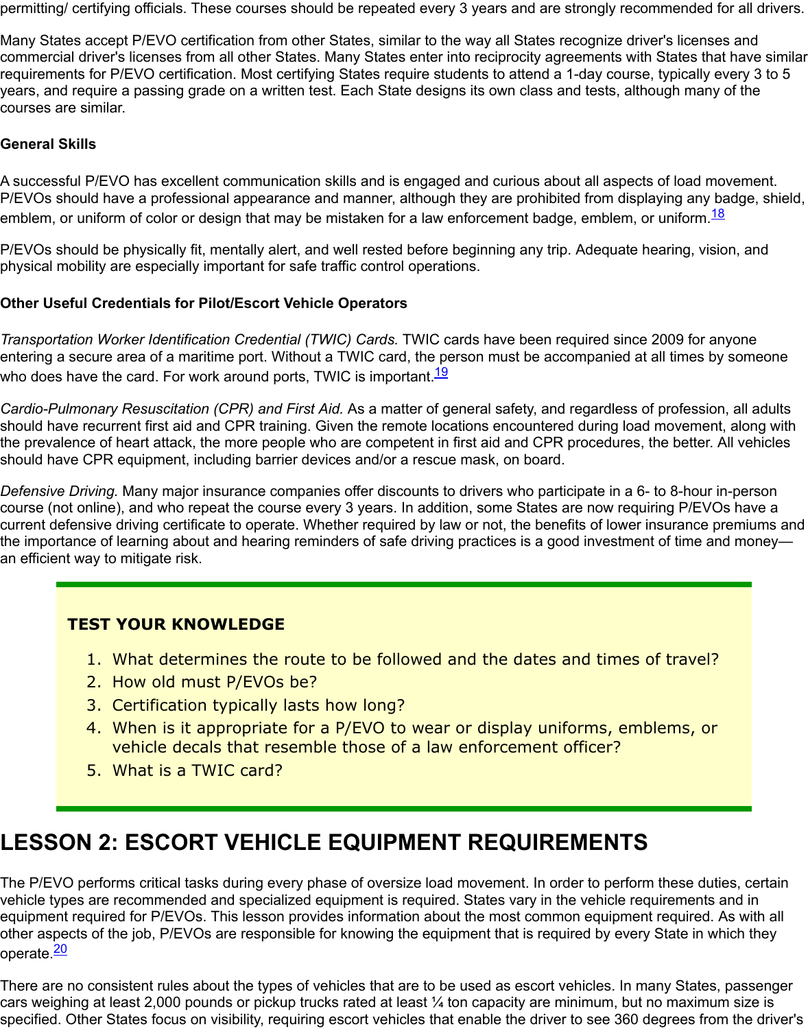permitting/ certifying officials. These courses should be repeated every 3 years and are strongly recommended for all drivers.

Many States accept P/EVO certification from other States, similar to the way all States recognize driver's licenses and commercial driver's licenses from all other States. Many States enter into reciprocity agreements with States that have similar requirements for P/EVO certification. Most certifying States require students to attend a 1-day course, typically every 3 to 5 years, and require a passing grade on a written test. Each State designs its own class and tests, although many of the courses are similar.

### General Skills

A successful P/EVO has excellent communication skills and is engaged and curious about all aspects of load movement. P/EVOs should have a professional appearance and manner, although they are prohibited from displaying any badge, shield, emblem, or uniform of color or design that may be mistaken for a law enforcement badge, emblem, or uniform.[18]

P/EVOs should be physically fit, mentally alert, and well rested before beginning any trip. Adequate hearing, vision, and physical mobility are especially important for safe traffic control operations.

### Other Useful Credentials for Pilot/Escort Vehicle Operators

*Transportation Worker Identification Credential (TWIC) Cards.* TWIC cards have been required since 2009 for anyone entering a secure area of a maritime port. Without a TWIC card, the person must be accompanied at all times by someone who does have the card. For work around ports, TWIC is important.[19]

*Cardio-Pulmonary Resuscitation (CPR) and First Aid.* As a matter of general safety, and regardless of profession, all adults should have recurrent first aid and CPR training. Given the remote locations encountered during load movement, along with the prevalence of heart attack, the more people who are competent in first aid and CPR procedures, the better. All vehicles should have CPR equipment, including barrier devices and/or a rescue mask, on board.

*Defensive Driving.* Many major insurance companies offer discounts to drivers who participate in a 6- to 8-hour in-person course (not online), and who repeat the course every 3 years. In addition, some States are now requiring P/EVOs have a current defensive driving certificate to operate. Whether required by law or not, the benefits of lower insurance premiums and the importance of learning about and hearing reminders of safe driving practices is a good investment of time and money—an efficient way to mitigate risk.

**TEST YOUR KNOWLEDGE**

1. What determines the route to be followed and the dates and times of travel?
2. How old must P/EVOs be?
3. Certification typically lasts how long?
4. When is it appropriate for a P/EVO to wear or display uniforms, emblems, or vehicle decals that resemble those of a law enforcement officer?
5. What is a TWIC card?

## LESSON 2: ESCORT VEHICLE EQUIPMENT REQUIREMENTS

The P/EVO performs critical tasks during every phase of oversize load movement. In order to perform these duties, certain vehicle types are recommended and specialized equipment is required. States vary in the vehicle requirements and in equipment required for P/EVOs. This lesson provides information about the most common equipment required. As with all other aspects of the job, P/EVOs are responsible for knowing the equipment that is required by every State in which they operate.[20]

There are no consistent rules about the types of vehicles that are to be used as escort vehicles. In many States, passenger cars weighing at least 2,000 pounds or pickup trucks rated at least ¼ ton capacity are minimum, but no maximum size is specified. Other States focus on visibility, requiring escort vehicles that enable the driver to see 360 degrees from the driver's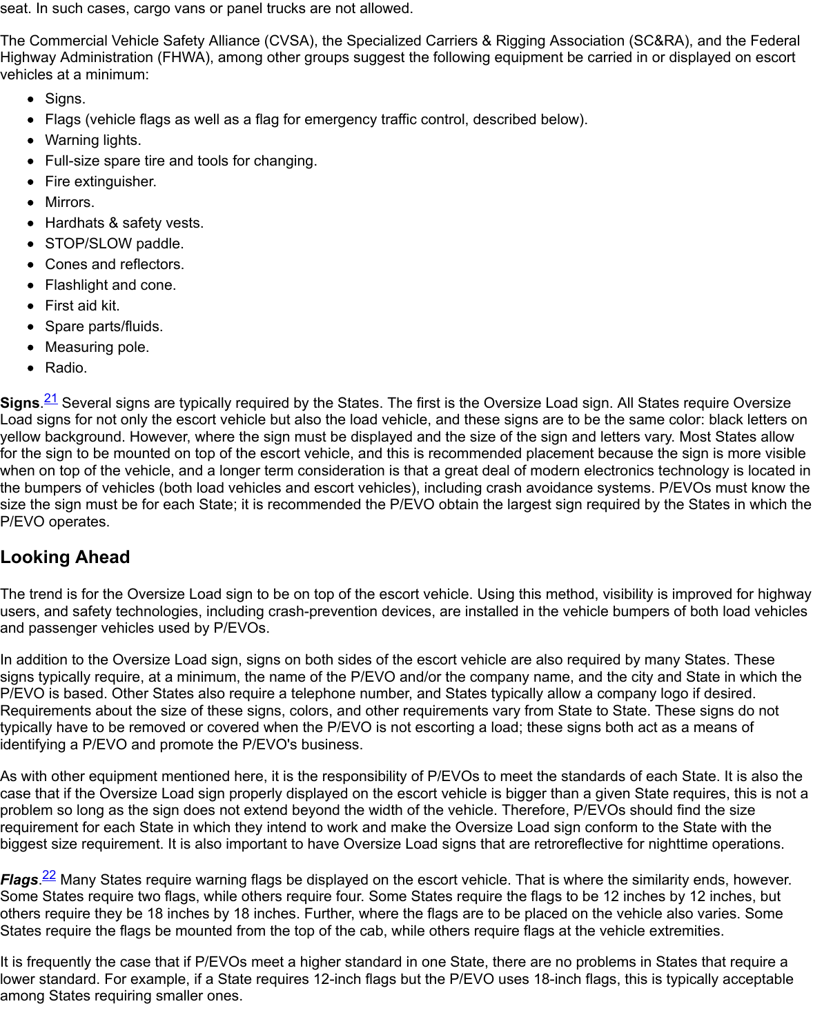seat. In such cases, cargo vans or panel trucks are not allowed.

The Commercial Vehicle Safety Alliance (CVSA), the Specialized Carriers & Rigging Association (SC&RA), and the Federal Highway Administration (FHWA), among other groups suggest the following equipment be carried in or displayed on escort vehicles at a minimum:

- Signs.
- Flags (vehicle flags as well as a flag for emergency traffic control, described below).
- Warning lights.
- Full-size spare tire and tools for changing.
- Fire extinguisher.
- Mirrors.
- Hardhats & safety vests.
- STOP/SLOW paddle.
- Cones and reflectors.
- Flashlight and cone.
- First aid kit.
- Spare parts/fluids.
- Measuring pole.
- Radio.

**Signs**.[21] Several signs are typically required by the States. The first is the Oversize Load sign. All States require Oversize Load signs for not only the escort vehicle but also the load vehicle, and these signs are to be the same color: black letters on yellow background. However, where the sign must be displayed and the size of the sign and letters vary. Most States allow for the sign to be mounted on top of the escort vehicle, and this is recommended placement because the sign is more visible when on top of the vehicle, and a longer term consideration is that a great deal of modern electronics technology is located in the bumpers of vehicles (both load vehicles and escort vehicles), including crash avoidance systems. P/EVOs must know the size the sign must be for each State; it is recommended the P/EVO obtain the largest sign required by the States in which the P/EVO operates.

## Looking Ahead

The trend is for the Oversize Load sign to be on top of the escort vehicle. Using this method, visibility is improved for highway users, and safety technologies, including crash-prevention devices, are installed in the vehicle bumpers of both load vehicles and passenger vehicles used by P/EVOs.

In addition to the Oversize Load sign, signs on both sides of the escort vehicle are also required by many States. These signs typically require, at a minimum, the name of the P/EVO and/or the company name, and the city and State in which the P/EVO is based. Other States also require a telephone number, and States typically allow a company logo if desired. Requirements about the size of these signs, colors, and other requirements vary from State to State. These signs do not typically have to be removed or covered when the P/EVO is not escorting a load; these signs both act as a means of identifying a P/EVO and promote the P/EVO's business.

As with other equipment mentioned here, it is the responsibility of P/EVOs to meet the standards of each State. It is also the case that if the Oversize Load sign properly displayed on the escort vehicle is bigger than a given State requires, this is not a problem so long as the sign does not extend beyond the width of the vehicle. Therefore, P/EVOs should find the size requirement for each State in which they intend to work and make the Oversize Load sign conform to the State with the biggest size requirement. It is also important to have Oversize Load signs that are retroreflective for nighttime operations.

***Flags***.[22] Many States require warning flags be displayed on the escort vehicle. That is where the similarity ends, however. Some States require two flags, while others require four. Some States require the flags to be 12 inches by 12 inches, but others require they be 18 inches by 18 inches. Further, where the flags are to be placed on the vehicle also varies. Some States require the flags be mounted from the top of the cab, while others require flags at the vehicle extremities.

It is frequently the case that if P/EVOs meet a higher standard in one State, there are no problems in States that require a lower standard. For example, if a State requires 12-inch flags but the P/EVO uses 18-inch flags, this is typically acceptable among States requiring smaller ones.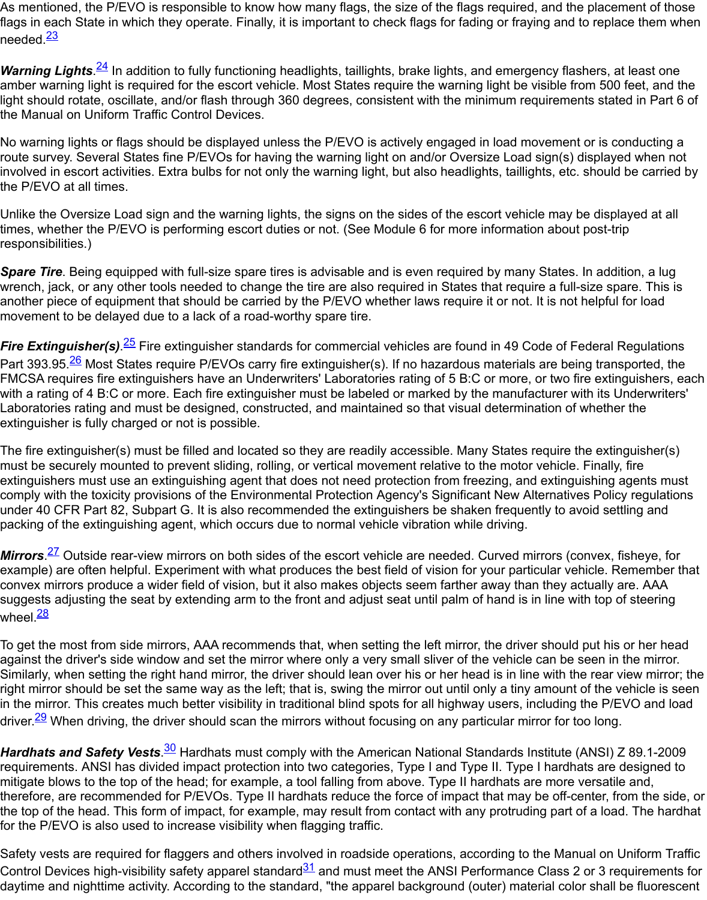As mentioned, the P/EVO is responsible to know how many flags, the size of the flags required, and the placement of those flags in each State in which they operate. Finally, it is important to check flags for fading or fraying and to replace them when needed.[23]

***Warning Lights***.[24] In addition to fully functioning headlights, taillights, brake lights, and emergency flashers, at least one amber warning light is required for the escort vehicle. Most States require the warning light be visible from 500 feet, and the light should rotate, oscillate, and/or flash through 360 degrees, consistent with the minimum requirements stated in Part 6 of the Manual on Uniform Traffic Control Devices.

No warning lights or flags should be displayed unless the P/EVO is actively engaged in load movement or is conducting a route survey. Several States fine P/EVOs for having the warning light on and/or Oversize Load sign(s) displayed when not involved in escort activities. Extra bulbs for not only the warning light, but also headlights, taillights, etc. should be carried by the P/EVO at all times.

Unlike the Oversize Load sign and the warning lights, the signs on the sides of the escort vehicle may be displayed at all times, whether the P/EVO is performing escort duties or not. (See Module 6 for more information about post-trip responsibilities.)

***Spare Tire***. Being equipped with full-size spare tires is advisable and is even required by many States. In addition, a lug wrench, jack, or any other tools needed to change the tire are also required in States that require a full-size spare. This is another piece of equipment that should be carried by the P/EVO whether laws require it or not. It is not helpful for load movement to be delayed due to a lack of a road-worthy spare tire.

***Fire Extinguisher(s)***.[25] Fire extinguisher standards for commercial vehicles are found in 49 Code of Federal Regulations Part 393.95.[26] Most States require P/EVOs carry fire extinguisher(s). If no hazardous materials are being transported, the FMCSA requires fire extinguishers have an Underwriters' Laboratories rating of 5 B:C or more, or two fire extinguishers, each with a rating of 4 B:C or more. Each fire extinguisher must be labeled or marked by the manufacturer with its Underwriters' Laboratories rating and must be designed, constructed, and maintained so that visual determination of whether the extinguisher is fully charged or not is possible.

The fire extinguisher(s) must be filled and located so they are readily accessible. Many States require the extinguisher(s) must be securely mounted to prevent sliding, rolling, or vertical movement relative to the motor vehicle. Finally, fire extinguishers must use an extinguishing agent that does not need protection from freezing, and extinguishing agents must comply with the toxicity provisions of the Environmental Protection Agency's Significant New Alternatives Policy regulations under 40 CFR Part 82, Subpart G. It is also recommended the extinguishers be shaken frequently to avoid settling and packing of the extinguishing agent, which occurs due to normal vehicle vibration while driving.

***Mirrors***.[27] Outside rear-view mirrors on both sides of the escort vehicle are needed. Curved mirrors (convex, fisheye, for example) are often helpful. Experiment with what produces the best field of vision for your particular vehicle. Remember that convex mirrors produce a wider field of vision, but it also makes objects seem farther away than they actually are. AAA suggests adjusting the seat by extending arm to the front and adjust seat until palm of hand is in line with top of steering wheel.[28]

To get the most from side mirrors, AAA recommends that, when setting the left mirror, the driver should put his or her head against the driver's side window and set the mirror where only a very small sliver of the vehicle can be seen in the mirror. Similarly, when setting the right hand mirror, the driver should lean over his or her head is in line with the rear view mirror; the right mirror should be set the same way as the left; that is, swing the mirror out until only a tiny amount of the vehicle is seen in the mirror. This creates much better visibility in traditional blind spots for all highway users, including the P/EVO and load driver.[29] When driving, the driver should scan the mirrors without focusing on any particular mirror for too long.

***Hardhats and Safety Vests***.[30] Hardhats must comply with the American National Standards Institute (ANSI) Z 89.1-2009 requirements. ANSI has divided impact protection into two categories, Type I and Type II. Type I hardhats are designed to mitigate blows to the top of the head; for example, a tool falling from above. Type II hardhats are more versatile and, therefore, are recommended for P/EVOs. Type II hardhats reduce the force of impact that may be off-center, from the side, or the top of the head. This form of impact, for example, may result from contact with any protruding part of a load. The hardhat for the P/EVO is also used to increase visibility when flagging traffic.

Safety vests are required for flaggers and others involved in roadside operations, according to the Manual on Uniform Traffic Control Devices high-visibility safety apparel standard[31] and must meet the ANSI Performance Class 2 or 3 requirements for daytime and nighttime activity. According to the standard, "the apparel background (outer) material color shall be fluorescent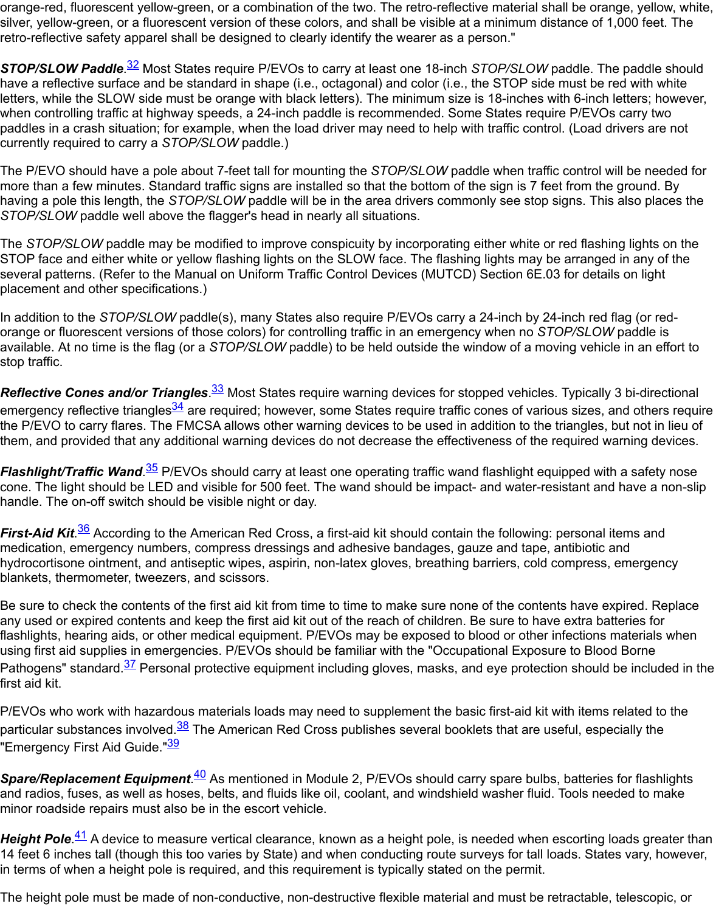orange-red, fluorescent yellow-green, or a combination of the two. The retro-reflective material shall be orange, yellow, white, silver, yellow-green, or a fluorescent version of these colors, and shall be visible at a minimum distance of 1,000 feet. The retro-reflective safety apparel shall be designed to clearly identify the wearer as a person."

***STOP/SLOW Paddle***.[32] Most States require P/EVOs to carry at least one 18-inch *STOP/SLOW* paddle. The paddle should have a reflective surface and be standard in shape (i.e., octagonal) and color (i.e., the STOP side must be red with white letters, while the SLOW side must be orange with black letters). The minimum size is 18-inches with 6-inch letters; however, when controlling traffic at highway speeds, a 24-inch paddle is recommended. Some States require P/EVOs carry two paddles in a crash situation; for example, when the load driver may need to help with traffic control. (Load drivers are not currently required to carry a *STOP/SLOW* paddle.)

The P/EVO should have a pole about 7-feet tall for mounting the *STOP/SLOW* paddle when traffic control will be needed for more than a few minutes. Standard traffic signs are installed so that the bottom of the sign is 7 feet from the ground. By having a pole this length, the *STOP/SLOW* paddle will be in the area drivers commonly see stop signs. This also places the *STOP/SLOW* paddle well above the flagger's head in nearly all situations.

The *STOP/SLOW* paddle may be modified to improve conspicuity by incorporating either white or red flashing lights on the STOP face and either white or yellow flashing lights on the SLOW face. The flashing lights may be arranged in any of the several patterns. (Refer to the Manual on Uniform Traffic Control Devices (MUTCD) Section 6E.03 for details on light placement and other specifications.)

In addition to the *STOP/SLOW* paddle(s), many States also require P/EVOs carry a 24-inch by 24-inch red flag (or red-orange or fluorescent versions of those colors) for controlling traffic in an emergency when no *STOP/SLOW* paddle is available. At no time is the flag (or a *STOP/SLOW* paddle) to be held outside the window of a moving vehicle in an effort to stop traffic.

***Reflective Cones and/or Triangles***.[33] Most States require warning devices for stopped vehicles. Typically 3 bi-directional emergency reflective triangles[34] are required; however, some States require traffic cones of various sizes, and others require the P/EVO to carry flares. The FMCSA allows other warning devices to be used in addition to the triangles, but not in lieu of them, and provided that any additional warning devices do not decrease the effectiveness of the required warning devices.

***Flashlight/Traffic Wand***.[35] P/EVOs should carry at least one operating traffic wand flashlight equipped with a safety nose cone. The light should be LED and visible for 500 feet. The wand should be impact- and water-resistant and have a non-slip handle. The on-off switch should be visible night or day.

***First-Aid Kit***.[36] According to the American Red Cross, a first-aid kit should contain the following: personal items and medication, emergency numbers, compress dressings and adhesive bandages, gauze and tape, antibiotic and hydrocortisone ointment, and antiseptic wipes, aspirin, non-latex gloves, breathing barriers, cold compress, emergency blankets, thermometer, tweezers, and scissors.

Be sure to check the contents of the first aid kit from time to time to make sure none of the contents have expired. Replace any used or expired contents and keep the first aid kit out of the reach of children. Be sure to have extra batteries for flashlights, hearing aids, or other medical equipment. P/EVOs may be exposed to blood or other infections materials when using first aid supplies in emergencies. P/EVOs should be familiar with the "Occupational Exposure to Blood Borne Pathogens" standard.[37] Personal protective equipment including gloves, masks, and eye protection should be included in the first aid kit.

P/EVOs who work with hazardous materials loads may need to supplement the basic first-aid kit with items related to the particular substances involved.[38] The American Red Cross publishes several booklets that are useful, especially the "Emergency First Aid Guide."[39]

***Spare/Replacement Equipment***.[40] As mentioned in Module 2, P/EVOs should carry spare bulbs, batteries for flashlights and radios, fuses, as well as hoses, belts, and fluids like oil, coolant, and windshield washer fluid. Tools needed to make minor roadside repairs must also be in the escort vehicle.

***Height Pole***.[41] A device to measure vertical clearance, known as a height pole, is needed when escorting loads greater than 14 feet 6 inches tall (though this too varies by State) and when conducting route surveys for tall loads. States vary, however, in terms of when a height pole is required, and this requirement is typically stated on the permit.

The height pole must be made of non-conductive, non-destructive flexible material and must be retractable, telescopic, or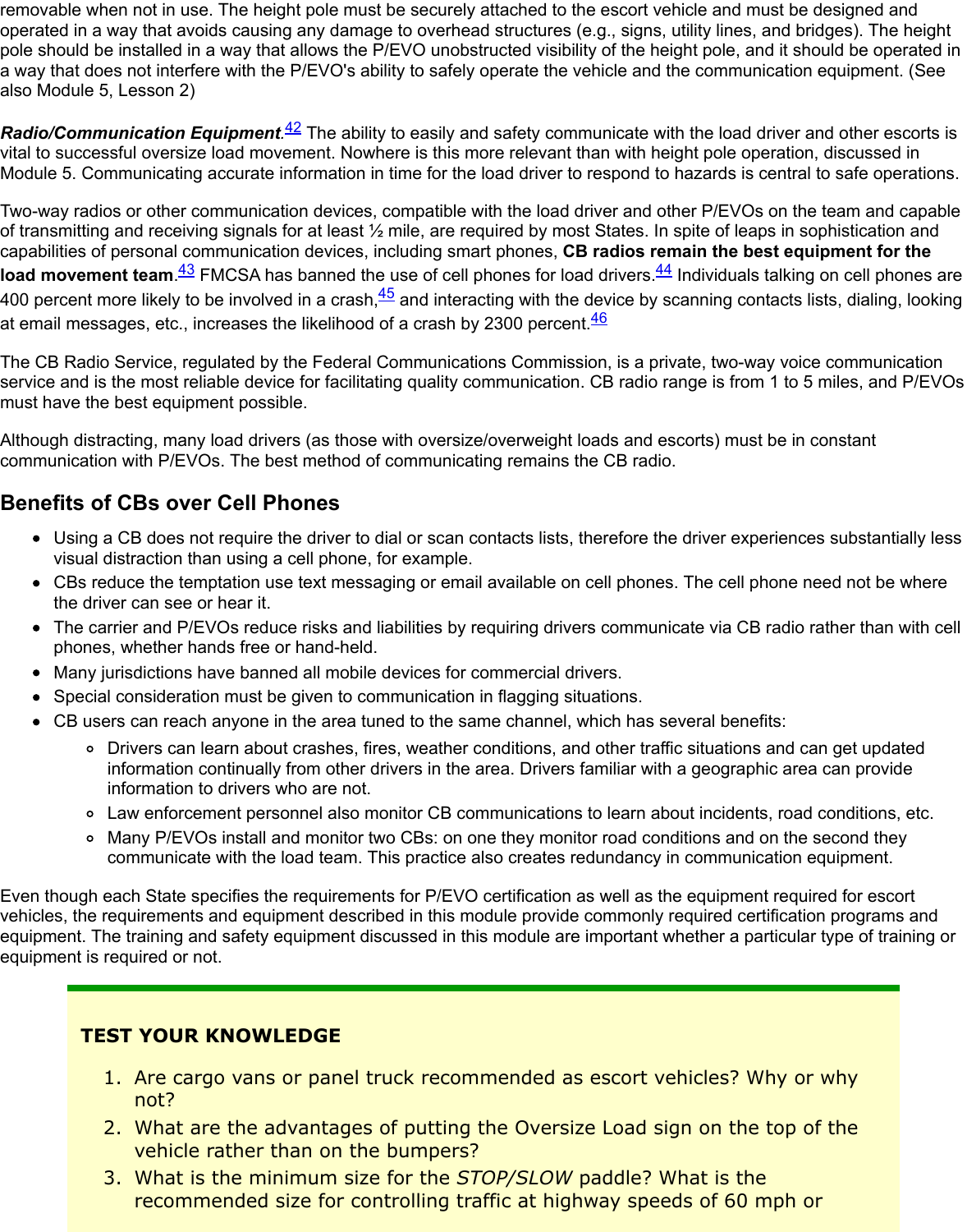removable when not in use. The height pole must be securely attached to the escort vehicle and must be designed and operated in a way that avoids causing any damage to overhead structures (e.g., signs, utility lines, and bridges). The height pole should be installed in a way that allows the P/EVO unobstructed visibility of the height pole, and it should be operated in a way that does not interfere with the P/EVO's ability to safely operate the vehicle and the communication equipment. (See also Module 5, Lesson 2)

***Radio/Communication Equipment***.[42] The ability to easily and safety communicate with the load driver and other escorts is vital to successful oversize load movement. Nowhere is this more relevant than with height pole operation, discussed in Module 5. Communicating accurate information in time for the load driver to respond to hazards is central to safe operations.

Two-way radios or other communication devices, compatible with the load driver and other P/EVOs on the team and capable of transmitting and receiving signals for at least ½ mile, are required by most States. In spite of leaps in sophistication and capabilities of personal communication devices, including smart phones, **CB radios remain the best equipment for the load movement team**.[43] FMCSA has banned the use of cell phones for load drivers.[44] Individuals talking on cell phones are 400 percent more likely to be involved in a crash,[45] and interacting with the device by scanning contacts lists, dialing, looking at email messages, etc., increases the likelihood of a crash by 2300 percent.[46]

The CB Radio Service, regulated by the Federal Communications Commission, is a private, two-way voice communication service and is the most reliable device for facilitating quality communication. CB radio range is from 1 to 5 miles, and P/EVOs must have the best equipment possible.

Although distracting, many load drivers (as those with oversize/overweight loads and escorts) must be in constant communication with P/EVOs. The best method of communicating remains the CB radio.

## Benefits of CBs over Cell Phones

- Using a CB does not require the driver to dial or scan contacts lists, therefore the driver experiences substantially less visual distraction than using a cell phone, for example.
- CBs reduce the temptation use text messaging or email available on cell phones. The cell phone need not be where the driver can see or hear it.
- The carrier and P/EVOs reduce risks and liabilities by requiring drivers communicate via CB radio rather than with cell phones, whether hands free or hand-held.
- Many jurisdictions have banned all mobile devices for commercial drivers.
- Special consideration must be given to communication in flagging situations.
- CB users can reach anyone in the area tuned to the same channel, which has several benefits:
  - Drivers can learn about crashes, fires, weather conditions, and other traffic situations and can get updated information continually from other drivers in the area. Drivers familiar with a geographic area can provide information to drivers who are not.
  - Law enforcement personnel also monitor CB communications to learn about incidents, road conditions, etc.
  - Many P/EVOs install and monitor two CBs: on one they monitor road conditions and on the second they communicate with the load team. This practice also creates redundancy in communication equipment.

Even though each State specifies the requirements for P/EVO certification as well as the equipment required for escort vehicles, the requirements and equipment described in this module provide commonly required certification programs and equipment. The training and safety equipment discussed in this module are important whether a particular type of training or equipment is required or not.

**TEST YOUR KNOWLEDGE**

1. Are cargo vans or panel truck recommended as escort vehicles? Why or why not?
2. What are the advantages of putting the Oversize Load sign on the top of the vehicle rather than on the bumpers?
3. What is the minimum size for the *STOP/SLOW* paddle? What is the recommended size for controlling traffic at highway speeds of 60 mph or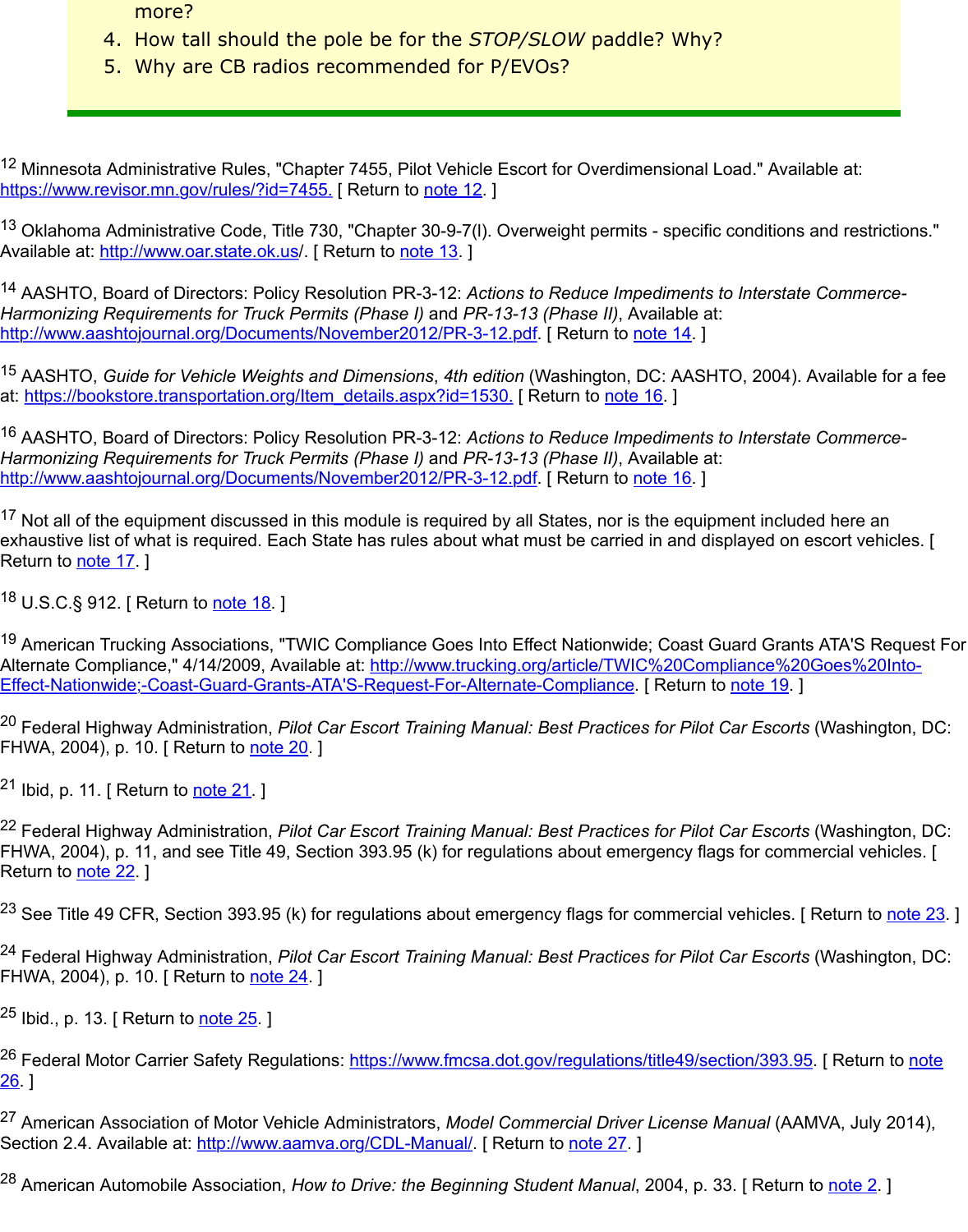more?

4. How tall should the pole be for the *STOP/SLOW* paddle? Why?
5. Why are CB radios recommended for P/EVOs?

[12] Minnesota Administrative Rules, "Chapter 7455, Pilot Vehicle Escort for Overdimensional Load." Available at: https://www.revisor.mn.gov/rules/?id=7455. [ Return to note 12. ]

[13] Oklahoma Administrative Code, Title 730, "Chapter 30-9-7(l). Overweight permits - specific conditions and restrictions." Available at: http://www.oar.state.ok.us/. [ Return to note 13. ]

[14] AASHTO, Board of Directors: Policy Resolution PR-3-12: *Actions to Reduce Impediments to Interstate Commerce-Harmonizing Requirements for Truck Permits (Phase I)* and *PR-13-13 (Phase II)*, Available at: http://www.aashtojournal.org/Documents/November2012/PR-3-12.pdf. [ Return to note 14. ]

[15] AASHTO, *Guide for Vehicle Weights and Dimensions*, *4th edition* (Washington, DC: AASHTO, 2004). Available for a fee at: https://bookstore.transportation.org/Item_details.aspx?id=1530. [ Return to note 16. ]

[16] AASHTO, Board of Directors: Policy Resolution PR-3-12: *Actions to Reduce Impediments to Interstate Commerce-Harmonizing Requirements for Truck Permits (Phase I)* and *PR-13-13 (Phase II)*, Available at: http://www.aashtojournal.org/Documents/November2012/PR-3-12.pdf. [ Return to note 16. ]

[17] Not all of the equipment discussed in this module is required by all States, nor is the equipment included here an exhaustive list of what is required. Each State has rules about what must be carried in and displayed on escort vehicles. [ Return to note 17. ]

[18] U.S.C.§ 912. [ Return to note 18. ]

[19] American Trucking Associations, "TWIC Compliance Goes Into Effect Nationwide; Coast Guard Grants ATA'S Request For Alternate Compliance," 4/14/2009, Available at: http://www.trucking.org/article/TWIC%20Compliance%20Goes%20Into-Effect-Nationwide;-Coast-Guard-Grants-ATA'S-Request-For-Alternate-Compliance. [ Return to note 19. ]

[20] Federal Highway Administration, *Pilot Car Escort Training Manual: Best Practices for Pilot Car Escorts* (Washington, DC: FHWA, 2004), p. 10. [ Return to note 20. ]

[21] Ibid, p. 11. [ Return to note 21. ]

[22] Federal Highway Administration, *Pilot Car Escort Training Manual: Best Practices for Pilot Car Escorts* (Washington, DC: FHWA, 2004), p. 11, and see Title 49, Section 393.95 (k) for regulations about emergency flags for commercial vehicles. [ Return to note 22. ]

[23] See Title 49 CFR, Section 393.95 (k) for regulations about emergency flags for commercial vehicles. [ Return to note 23. ]

[24] Federal Highway Administration, *Pilot Car Escort Training Manual: Best Practices for Pilot Car Escorts* (Washington, DC: FHWA, 2004), p. 10. [ Return to note 24. ]

[25] Ibid., p. 13. [ Return to note 25. ]

[26] Federal Motor Carrier Safety Regulations: https://www.fmcsa.dot.gov/regulations/title49/section/393.95. [ Return to note 26. ]

[27] American Association of Motor Vehicle Administrators, *Model Commercial Driver License Manual* (AAMVA, July 2014), Section 2.4. Available at: http://www.aamva.org/CDL-Manual/. [ Return to note 27. ]

[28] American Automobile Association, *How to Drive: the Beginning Student Manual*, 2004, p. 33. [ Return to note 2. ]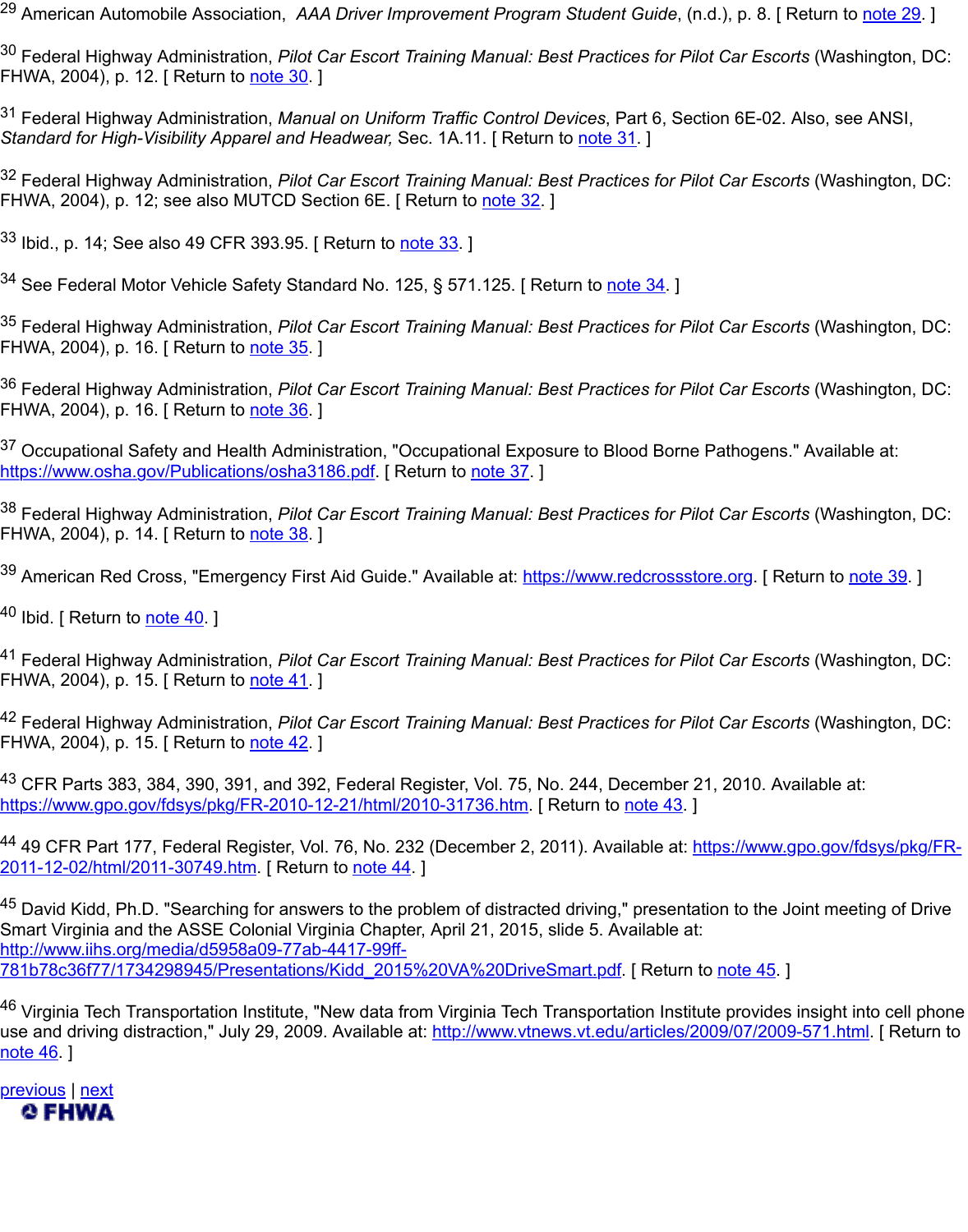[29] American Automobile Association, *AAA Driver Improvement Program Student Guide*, (n.d.), p. 8. [ Return to note 29. ]

[30] Federal Highway Administration, *Pilot Car Escort Training Manual: Best Practices for Pilot Car Escorts* (Washington, DC: FHWA, 2004), p. 12. [ Return to note 30. ]

[31] Federal Highway Administration, *Manual on Uniform Traffic Control Devices*, Part 6, Section 6E-02. Also, see ANSI, *Standard for High-Visibility Apparel and Headwear,* Sec. 1A.11. [ Return to note 31. ]

[32] Federal Highway Administration, *Pilot Car Escort Training Manual: Best Practices for Pilot Car Escorts* (Washington, DC: FHWA, 2004), p. 12; see also MUTCD Section 6E. [ Return to note 32. ]

[33] Ibid., p. 14; See also 49 CFR 393.95. [ Return to note 33. ]

[34] See Federal Motor Vehicle Safety Standard No. 125, § 571.125. [ Return to note 34. ]

[35] Federal Highway Administration, *Pilot Car Escort Training Manual: Best Practices for Pilot Car Escorts* (Washington, DC: FHWA, 2004), p. 16. [ Return to note 35. ]

[36] Federal Highway Administration, *Pilot Car Escort Training Manual: Best Practices for Pilot Car Escorts* (Washington, DC: FHWA, 2004), p. 16. [ Return to note 36. ]

[37] Occupational Safety and Health Administration, "Occupational Exposure to Blood Borne Pathogens." Available at: https://www.osha.gov/Publications/osha3186.pdf. [ Return to note 37. ]

[38] Federal Highway Administration, *Pilot Car Escort Training Manual: Best Practices for Pilot Car Escorts* (Washington, DC: FHWA, 2004), p. 14. [ Return to note 38. ]

[39] American Red Cross, "Emergency First Aid Guide." Available at: https://www.redcrossstore.org. [ Return to note 39. ]

[40] Ibid. [ Return to note 40. ]

[41] Federal Highway Administration, *Pilot Car Escort Training Manual: Best Practices for Pilot Car Escorts* (Washington, DC: FHWA, 2004), p. 15. [ Return to note 41. ]

[42] Federal Highway Administration, *Pilot Car Escort Training Manual: Best Practices for Pilot Car Escorts* (Washington, DC: FHWA, 2004), p. 15. [ Return to note 42. ]

[43] CFR Parts 383, 384, 390, 391, and 392, Federal Register, Vol. 75, No. 244, December 21, 2010. Available at: https://www.gpo.gov/fdsys/pkg/FR-2010-12-21/html/2010-31736.htm. [ Return to note 43. ]

[44] 49 CFR Part 177, Federal Register, Vol. 76, No. 232 (December 2, 2011). Available at: https://www.gpo.gov/fdsys/pkg/FR-2011-12-02/html/2011-30749.htm. [ Return to note 44. ]

[45] David Kidd, Ph.D. "Searching for answers to the problem of distracted driving," presentation to the Joint meeting of Drive Smart Virginia and the ASSE Colonial Virginia Chapter, April 21, 2015, slide 5. Available at: http://www.iihs.org/media/d5958a09-77ab-4417-99ff-781b78c36f77/1734298945/Presentations/Kidd_2015%20VA%20DriveSmart.pdf. [ Return to note 45. ]

[46] Virginia Tech Transportation Institute, "New data from Virginia Tech Transportation Institute provides insight into cell phone use and driving distraction," July 29, 2009. Available at: http://www.vtnews.vt.edu/articles/2009/07/2009-571.html. [ Return to note 46. ]

previous | next

FHWA